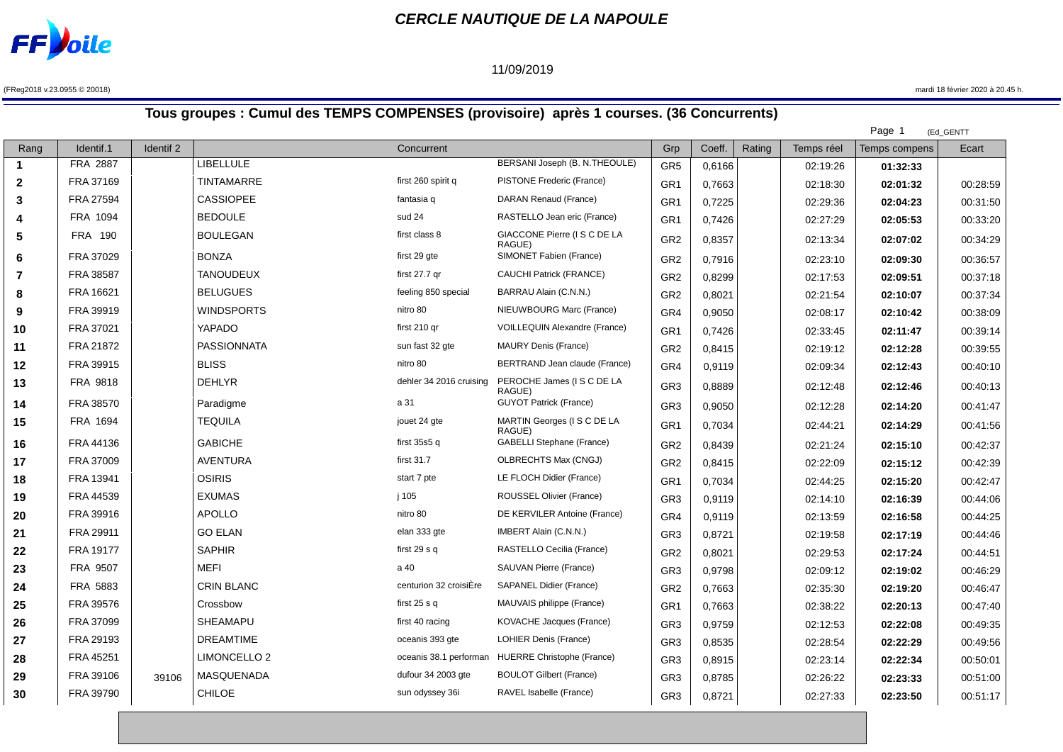# CERCLE NAUTIQUE DE LA NAPOULE

11/09/2019

(FReg2018 v.23.0955 © 20018)

mardi 18 février 2020 à 20.45 h.

## Tous groupes : Cumul des TEMPS COMPENSES (provisoire) après 1 courses. (36 Concurrents)

(Ed_GENTT

| Rang | Identif.1 | Identif 2 | Concurrent | | | Grp | Coeff. | Rating | Temps réel | Temps compens | Ecart |
|---|---|---|---|---|---|---|---|---|---|---|---|
| **1** | FRA 2887 | | LIBELLULE | | BERSANI Joseph (B. N.THEOULE) | GR5 | 0,6166 | | 02:19:26 | **01:32:33** | |
| **2** | FRA 37169 | | TINTAMARRE | first 260 spirit q | PISTONE Frederic (France) | GR1 | 0,7663 | | 02:18:30 | **02:01:32** | 00:28:59 |
| **3** | FRA 27594 | | CASSIOPEE | fantasia q | DARAN Renaud (France) | GR1 | 0,7225 | | 02:29:36 | **02:04:23** | 00:31:50 |
| **4** | FRA 1094 | | BEDOULE | sud 24 | RASTELLO Jean eric (France) | GR1 | 0,7426 | | 02:27:29 | **02:05:53** | 00:33:20 |
| **5** | FRA 190 | | BOULEGAN | first class 8 | GIACCONE Pierre (I S C DE LA RAGUE) | GR2 | 0,8357 | | 02:13:34 | **02:07:02** | 00:34:29 |
| **6** | FRA 37029 | | BONZA | first 29 gte | SIMONET Fabien (France) | GR2 | 0,7916 | | 02:23:10 | **02:09:30** | 00:36:57 |
| **7** | FRA 38587 | | TANOUDEUX | first 27.7 qr | CAUCHI Patrick (FRANCE) | GR2 | 0,8299 | | 02:17:53 | **02:09:51** | 00:37:18 |
| **8** | FRA 16621 | | BELUGUES | feeling 850 special | BARRAU Alain (C.N.N.) | GR2 | 0,8021 | | 02:21:54 | **02:10:07** | 00:37:34 |
| **9** | FRA 39919 | | WINDSPORTS | nitro 80 | NIEUWBOURG Marc (France) | GR4 | 0,9050 | | 02:08:17 | **02:10:42** | 00:38:09 |
| **10** | FRA 37021 | | YAPADO | first 210 qr | VOILLEQUIN Alexandre (France) | GR1 | 0,7426 | | 02:33:45 | **02:11:47** | 00:39:14 |
| **11** | FRA 21872 | | PASSIONNATA | sun fast 32 gte | MAURY Denis (France) | GR2 | 0,8415 | | 02:19:12 | **02:12:28** | 00:39:55 |
| **12** | FRA 39915 | | BLISS | nitro 80 | BERTRAND Jean claude (France) | GR4 | 0,9119 | | 02:09:34 | **02:12:43** | 00:40:10 |
| **13** | FRA 9818 | | DEHLYR | dehler 34 2016 cruising | PEROCHE James (I S C DE LA RAGUE) | GR3 | 0,8889 | | 02:12:48 | **02:12:46** | 00:40:13 |
| **14** | FRA 38570 | | Paradigme | a 31 | GUYOT Patrick (France) | GR3 | 0,9050 | | 02:12:28 | **02:14:20** | 00:41:47 |
| **15** | FRA 1694 | | TEQUILA | jouet 24 gte | MARTIN Georges (I S C DE LA RAGUE) | GR1 | 0,7034 | | 02:44:21 | **02:14:29** | 00:41:56 |
| **16** | FRA 44136 | | GABICHE | first 35s5 q | GABELLI Stephane (France) | GR2 | 0,8439 | | 02:21:24 | **02:15:10** | 00:42:37 |
| **17** | FRA 37009 | | AVENTURA | first 31.7 | OLBRECHTS Max (CNGJ) | GR2 | 0,8415 | | 02:22:09 | **02:15:12** | 00:42:39 |
| **18** | FRA 13941 | | OSIRIS | start 7 pte | LE FLOCH Didier (France) | GR1 | 0,7034 | | 02:44:25 | **02:15:20** | 00:42:47 |
| **19** | FRA 44539 | | EXUMAS | j 105 | ROUSSEL Olivier (France) | GR3 | 0,9119 | | 02:14:10 | **02:16:39** | 00:44:06 |
| **20** | FRA 39916 | | APOLLO | nitro 80 | DE KERVILER Antoine (France) | GR4 | 0,9119 | | 02:13:59 | **02:16:58** | 00:44:25 |
| **21** | FRA 29911 | | GO ELAN | elan 333 gte | IMBERT Alain (C.N.N.) | GR3 | 0,8721 | | 02:19:58 | **02:17:19** | 00:44:46 |
| **22** | FRA 19177 | | SAPHIR | first 29 s q | RASTELLO Cecilia (France) | GR2 | 0,8021 | | 02:29:53 | **02:17:24** | 00:44:51 |
| **23** | FRA 9507 | | MEFI | a 40 | SAUVAN Pierre (France) | GR3 | 0,9798 | | 02:09:12 | **02:19:02** | 00:46:29 |
| **24** | FRA 5883 | | CRIN BLANC | centurion 32 croisiÈre | SAPANEL Didier (France) | GR2 | 0,7663 | | 02:35:30 | **02:19:20** | 00:46:47 |
| **25** | FRA 39576 | | Crossbow | first 25 s q | MAUVAIS philippe (France) | GR1 | 0,7663 | | 02:38:22 | **02:20:13** | 00:47:40 |
| **26** | FRA 37099 | | SHEAMAPU | first 40 racing | KOVACHE Jacques (France) | GR3 | 0,9759 | | 02:12:53 | **02:22:08** | 00:49:35 |
| **27** | FRA 29193 | | DREAMTIME | oceanis 393 gte | LOHIER Denis (France) | GR3 | 0,8535 | | 02:28:54 | **02:22:29** | 00:49:56 |
| **28** | FRA 45251 | | LIMONCELLO 2 | oceanis 38.1 performan | HUERRE Christophe (France) | GR3 | 0,8915 | | 02:23:14 | **02:22:34** | 00:50:01 |
| **29** | FRA 39106 | 39106 | MASQUENADA | dufour 34 2003 gte | BOULOT Gilbert (France) | GR3 | 0,8785 | | 02:26:22 | **02:23:33** | 00:51:00 |
| **30** | FRA 39790 | | CHILOE | sun odyssey 36i | RAVEL Isabelle (France) | GR3 | 0,8721 | | 02:27:33 | **02:23:50** | 00:51:17 |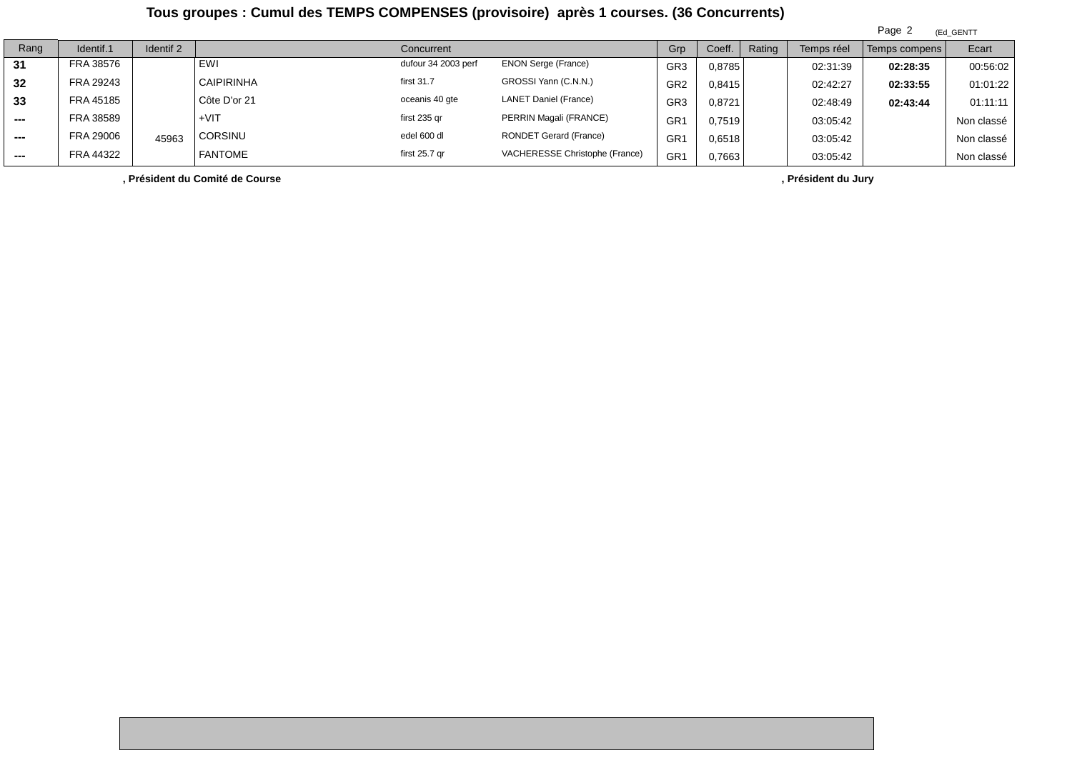**Tous groupes : Cumul des TEMPS COMPENSES (provisoire) après 1 courses. (36 Concurrents)**

(Ed_GENTT

| Rang | Identif.1 | Identif 2 | Concurrent | | | Grp | Coeff. | Rating | Temps réel | Temps compens | Ecart |
|---|---|---|---|---|---|---|---|---|---|---|---|
| **31** | FRA 38576 | | EWI | dufour 34 2003 perf | ENON Serge (France) | GR3 | 0,8785 | | 02:31:39 | **02:28:35** | 00:56:02 |
| **32** | FRA 29243 | | CAIPIRINHA | first 31.7 | GROSSI Yann (C.N.N.) | GR2 | 0,8415 | | 02:42:27 | **02:33:55** | 01:01:22 |
| **33** | FRA 45185 | | Côte D'or 21 | oceanis 40 gte | LANET Daniel (France) | GR3 | 0,8721 | | 02:48:49 | **02:43:44** | 01:11:11 |
| **---** | FRA 38589 | | +VIT | first 235 qr | PERRIN Magali (FRANCE) | GR1 | 0,7519 | | 03:05:42 | | Non classé |
| **---** | FRA 29006 | 45963 | CORSINU | edel 600 dl | RONDET Gerard (France) | GR1 | 0,6518 | | 03:05:42 | | Non classé |
| **---** | FRA 44322 | | FANTOME | first 25.7 qr | VACHERESSE Christophe (France) | GR1 | 0,7663 | | 03:05:42 | | Non classé |

**, Président du Comité de Course** **, Président du Jury**